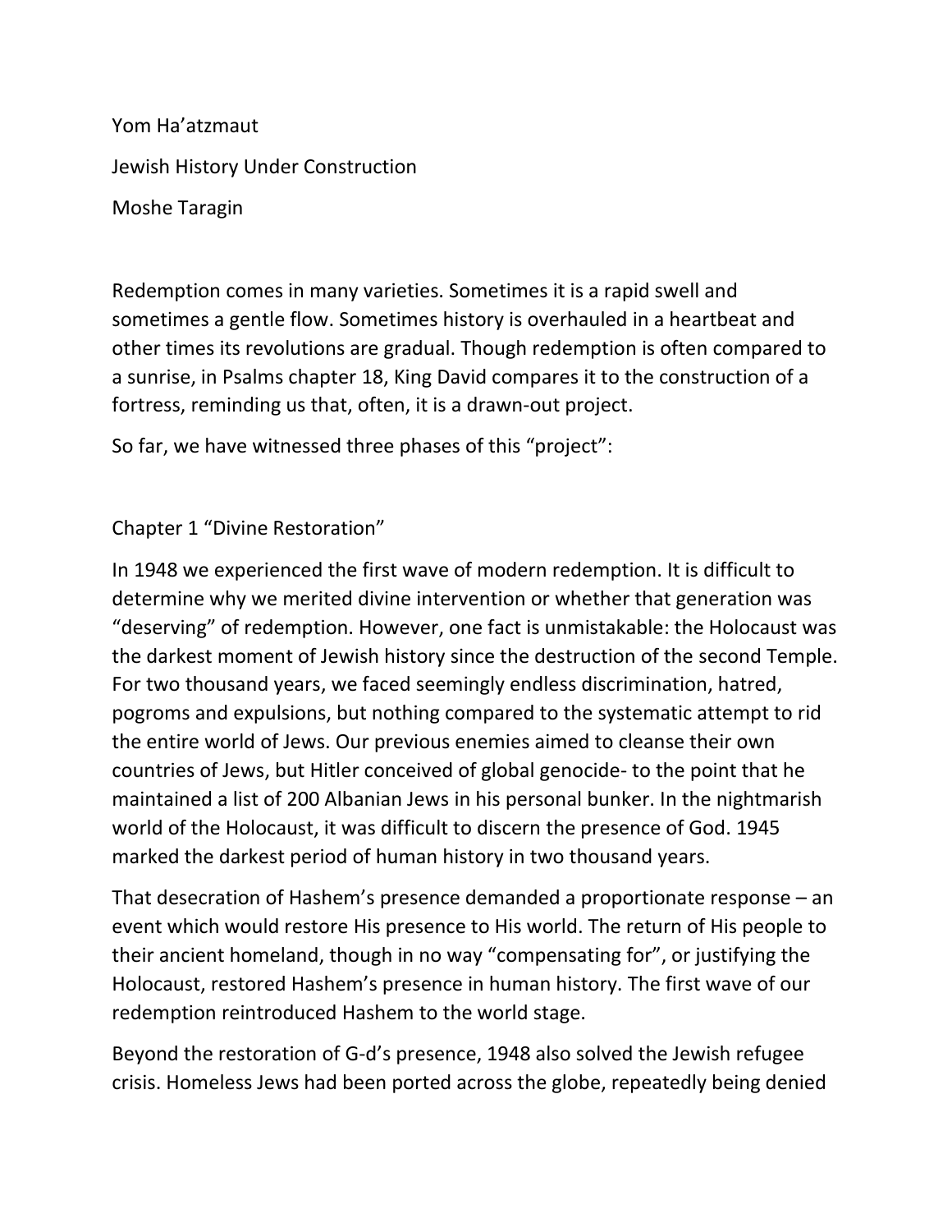Yom Ha'atzmaut

Jewish History Under Construction

Moshe Taragin

Redemption comes in many varieties. Sometimes it is a rapid swell and sometimes a gentle flow. Sometimes history is overhauled in a heartbeat and other times its revolutions are gradual. Though redemption is often compared to a sunrise, in Psalms chapter 18, King David compares it to the construction of a fortress, reminding us that, often, it is a drawn-out project.

So far, we have witnessed three phases of this "project":

## Chapter 1 "Divine Restoration"

In 1948 we experienced the first wave of modern redemption. It is difficult to determine why we merited divine intervention or whether that generation was "deserving" of redemption. However, one fact is unmistakable: the Holocaust was the darkest moment of Jewish history since the destruction of the second Temple. For two thousand years, we faced seemingly endless discrimination, hatred, pogroms and expulsions, but nothing compared to the systematic attempt to rid the entire world of Jews. Our previous enemies aimed to cleanse their own countries of Jews, but Hitler conceived of global genocide- to the point that he maintained a list of 200 Albanian Jews in his personal bunker. In the nightmarish world of the Holocaust, it was difficult to discern the presence of God. 1945 marked the darkest period of human history in two thousand years.

That desecration of Hashem's presence demanded a proportionate response – an event which would restore His presence to His world. The return of His people to their ancient homeland, though in no way "compensating for", or justifying the Holocaust, restored Hashem's presence in human history. The first wave of our redemption reintroduced Hashem to the world stage.

Beyond the restoration of G-d's presence, 1948 also solved the Jewish refugee crisis. Homeless Jews had been ported across the globe, repeatedly being denied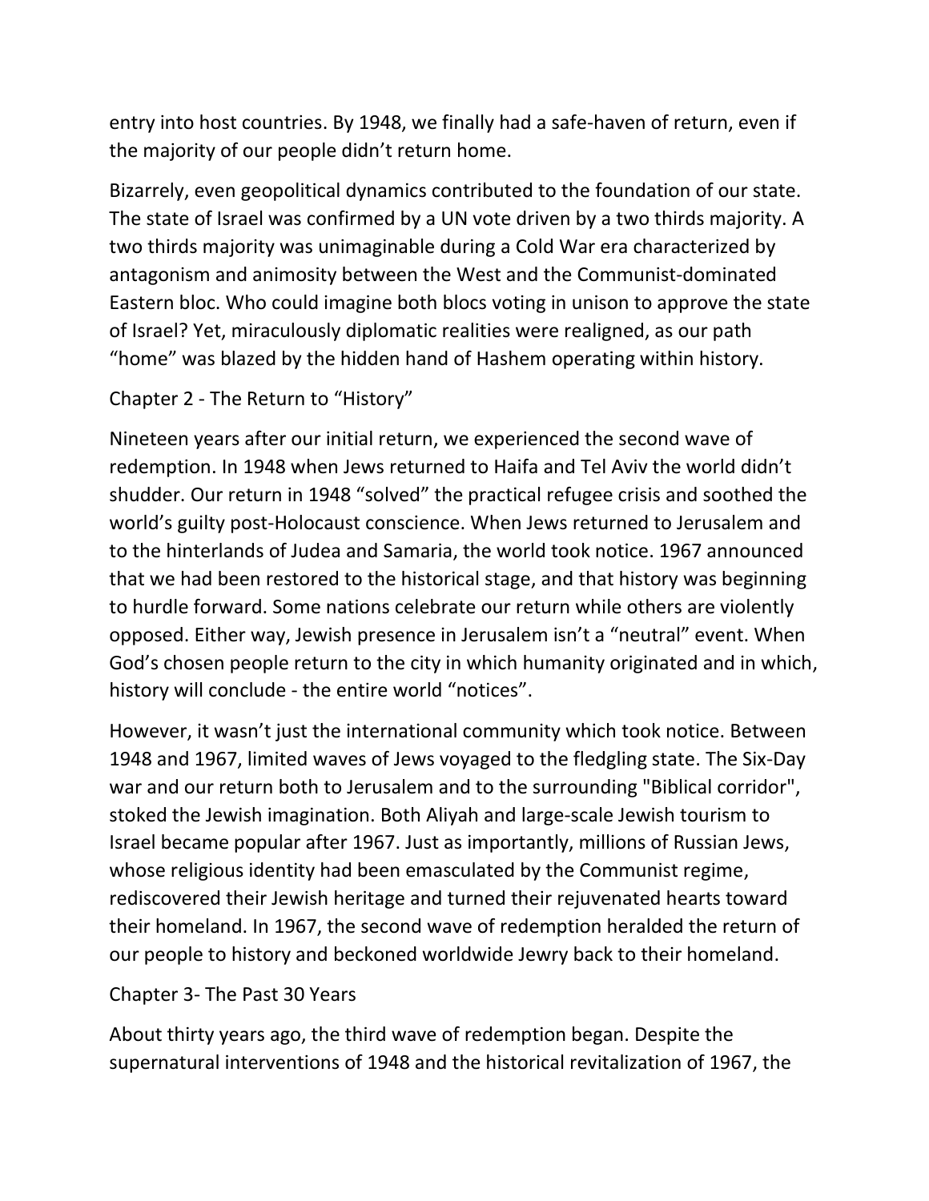entry into host countries. By 1948, we finally had a safe-haven of return, even if the majority of our people didn't return home.

Bizarrely, even geopolitical dynamics contributed to the foundation of our state. The state of Israel was confirmed by a UN vote driven by a two thirds majority. A two thirds majority was unimaginable during a Cold War era characterized by antagonism and animosity between the West and the Communist-dominated Eastern bloc. Who could imagine both blocs voting in unison to approve the state of Israel? Yet, miraculously diplomatic realities were realigned, as our path "home" was blazed by the hidden hand of Hashem operating within history.

## Chapter 2 - The Return to "History"

Nineteen years after our initial return, we experienced the second wave of redemption. In 1948 when Jews returned to Haifa and Tel Aviv the world didn't shudder. Our return in 1948 "solved" the practical refugee crisis and soothed the world's guilty post-Holocaust conscience. When Jews returned to Jerusalem and to the hinterlands of Judea and Samaria, the world took notice. 1967 announced that we had been restored to the historical stage, and that history was beginning to hurdle forward. Some nations celebrate our return while others are violently opposed. Either way, Jewish presence in Jerusalem isn't a "neutral" event. When God's chosen people return to the city in which humanity originated and in which, history will conclude - the entire world "notices".

However, it wasn't just the international community which took notice. Between 1948 and 1967, limited waves of Jews voyaged to the fledgling state. The Six-Day war and our return both to Jerusalem and to the surrounding "Biblical corridor", stoked the Jewish imagination. Both Aliyah and large-scale Jewish tourism to Israel became popular after 1967. Just as importantly, millions of Russian Jews, whose religious identity had been emasculated by the Communist regime, rediscovered their Jewish heritage and turned their rejuvenated hearts toward their homeland. In 1967, the second wave of redemption heralded the return of our people to history and beckoned worldwide Jewry back to their homeland.

## Chapter 3- The Past 30 Years

About thirty years ago, the third wave of redemption began. Despite the supernatural interventions of 1948 and the historical revitalization of 1967, the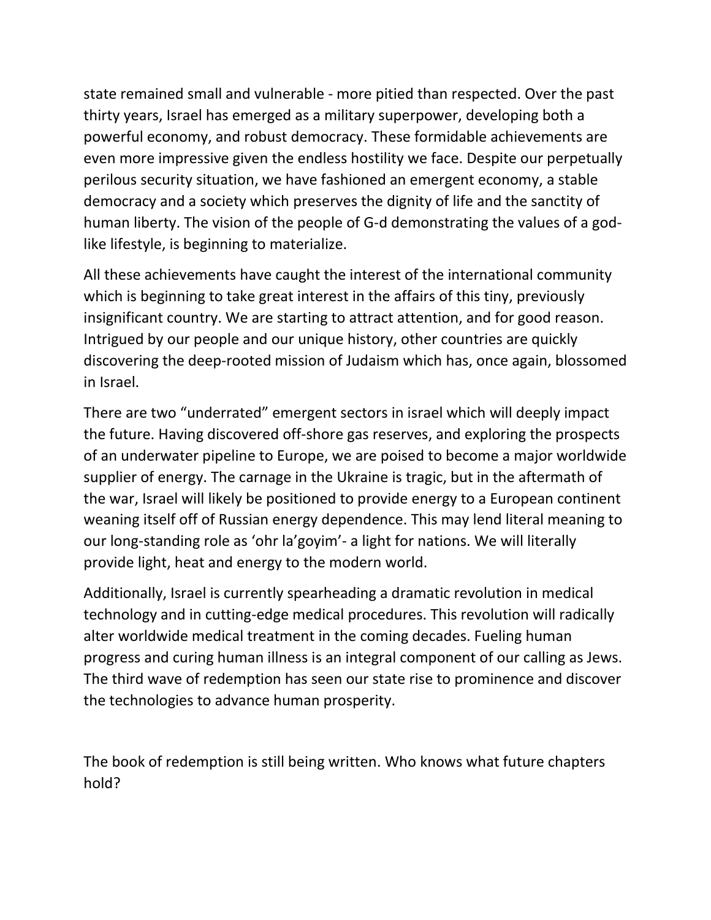state remained small and vulnerable - more pitied than respected. Over the past thirty years, Israel has emerged as a military superpower, developing both a powerful economy, and robust democracy. These formidable achievements are even more impressive given the endless hostility we face. Despite our perpetually perilous security situation, we have fashioned an emergent economy, a stable democracy and a society which preserves the dignity of life and the sanctity of human liberty. The vision of the people of G-d demonstrating the values of a god-like lifestyle, is beginning to materialize.

All these achievements have caught the interest of the international community which is beginning to take great interest in the affairs of this tiny, previously insignificant country. We are starting to attract attention, and for good reason. Intrigued by our people and our unique history, other countries are quickly discovering the deep-rooted mission of Judaism which has, once again, blossomed in Israel.

There are two "underrated" emergent sectors in israel which will deeply impact the future. Having discovered off-shore gas reserves, and exploring the prospects of an underwater pipeline to Europe, we are poised to become a major worldwide supplier of energy. The carnage in the Ukraine is tragic, but in the aftermath of the war, Israel will likely be positioned to provide energy to a European continent weaning itself off of Russian energy dependence. This may lend literal meaning to our long-standing role as 'ohr la'goyim'- a light for nations. We will literally provide light, heat and energy to the modern world.

Additionally, Israel is currently spearheading a dramatic revolution in medical technology and in cutting-edge medical procedures. This revolution will radically alter worldwide medical treatment in the coming decades. Fueling human progress and curing human illness is an integral component of our calling as Jews. The third wave of redemption has seen our state rise to prominence and discover the technologies to advance human prosperity.

The book of redemption is still being written. Who knows what future chapters hold?